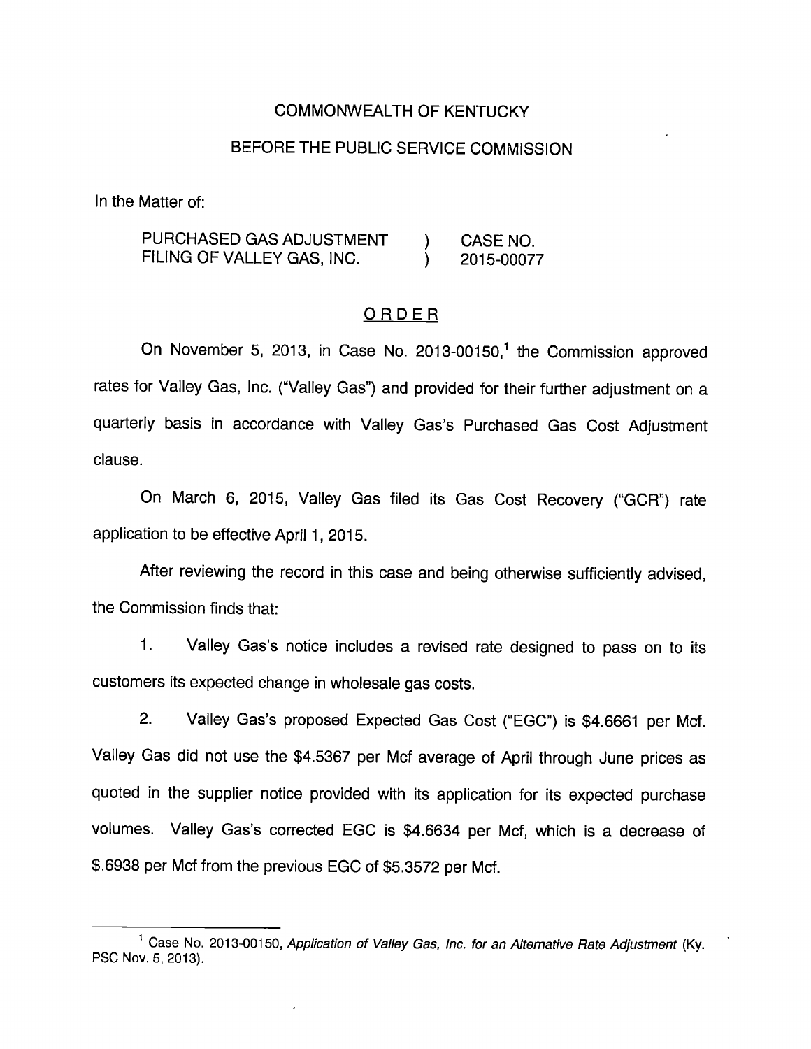COMMONWEALTH OF KENTUCKY

BEFORE THE PUBLIC SERVICE COMMISSION

In the Matter of:

| | | |
|---|---|---|
| PURCHASED GAS ADJUSTMENT FILING OF VALLEY GAS, INC. | ) ) | CASE NO. 2015-00077 |

## ORDER

On November 5, 2013, in Case No. 2013-00150,[1] the Commission approved rates for Valley Gas, Inc. ("Valley Gas") and provided for their further adjustment on a quarterly basis in accordance with Valley Gas's Purchased Gas Cost Adjustment clause.

On March 6, 2015, Valley Gas filed its Gas Cost Recovery ("GCR") rate application to be effective April 1, 2015.

After reviewing the record in this case and being otherwise sufficiently advised, the Commission finds that:

1. Valley Gas's notice includes a revised rate designed to pass on to its customers its expected change in wholesale gas costs.

2. Valley Gas's proposed Expected Gas Cost ("EGC") is $4.6661 per Mcf. Valley Gas did not use the $4.5367 per Mcf average of April through June prices as quoted in the supplier notice provided with its application for its expected purchase volumes. Valley Gas's corrected EGC is $4.6634 per Mcf, which is a decrease of $.6938 per Mcf from the previous EGC of $5.3572 per Mcf.

---

[1] Case No. 2013-00150, *Application of Valley Gas, Inc. for an Alternative Rate Adjustment* (Ky. PSC Nov. 5, 2013).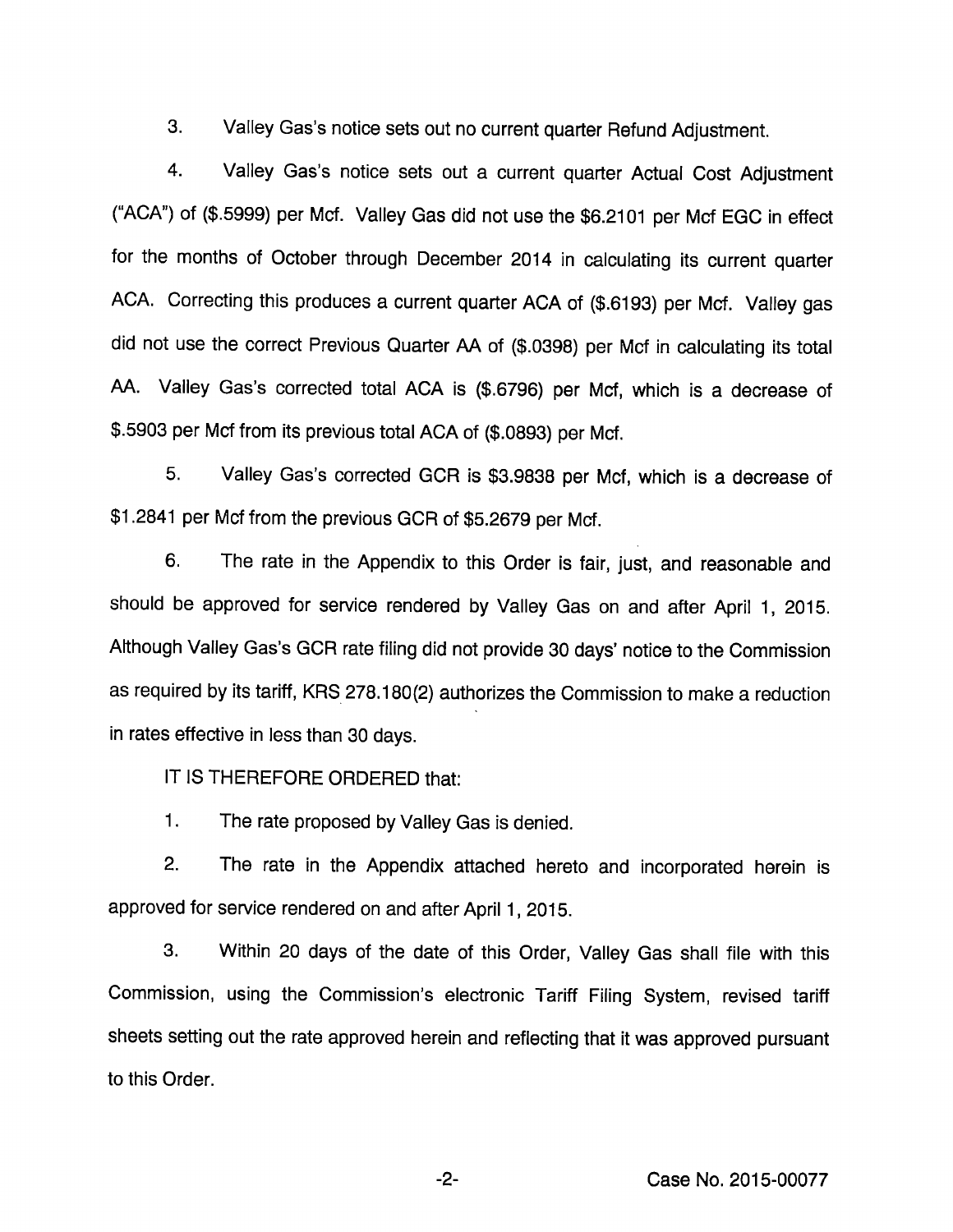3. Valley Gas's notice sets out no current quarter Refund Adjustment.

4. Valley Gas's notice sets out a current quarter Actual Cost Adjustment ("ACA") of ($.5999) per Mcf. Valley Gas did not use the $6.2101 per Mcf EGC in effect for the months of October through December 2014 in calculating its current quarter ACA. Correcting this produces a current quarter ACA of ($.6193) per Mcf. Valley gas did not use the correct Previous Quarter AA of ($.0398) per Mcf in calculating its total AA. Valley Gas's corrected total ACA is ($.6796) per Mcf, which is a decrease of $.5903 per Mcf from its previous total ACA of ($.0893) per Mcf.

5. Valley Gas's corrected GCR is $3.9838 per Mcf, which is a decrease of $1.2841 per Mcf from the previous GCR of $5.2679 per Mcf.

6. The rate in the Appendix to this Order is fair, just, and reasonable and should be approved for service rendered by Valley Gas on and after April 1, 2015. Although Valley Gas's GCR rate filing did not provide 30 days' notice to the Commission as required by its tariff, KRS 278.180(2) authorizes the Commission to make a reduction in rates effective in less than 30 days.

IT IS THEREFORE ORDERED that:

1. The rate proposed by Valley Gas is denied.

2. The rate in the Appendix attached hereto and incorporated herein is approved for service rendered on and after April 1, 2015.

3. Within 20 days of the date of this Order, Valley Gas shall file with this Commission, using the Commission's electronic Tariff Filing System, revised tariff sheets setting out the rate approved herein and reflecting that it was approved pursuant to this Order.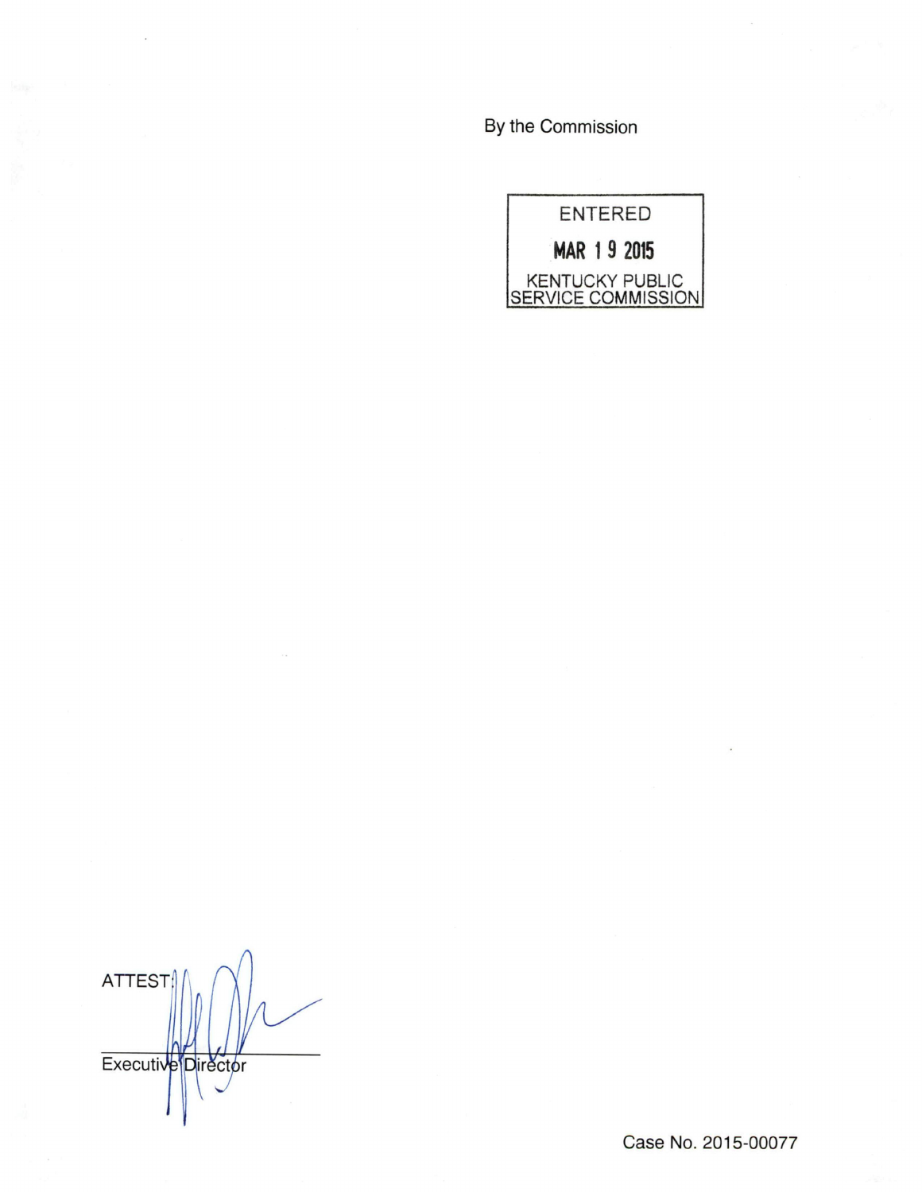By the Commission

ENTERED

MAR 19 2015

KENTUCKY PUBLIC SERVICE COMMISSION

ATTEST:

Executive Director

Case No. 2015-00077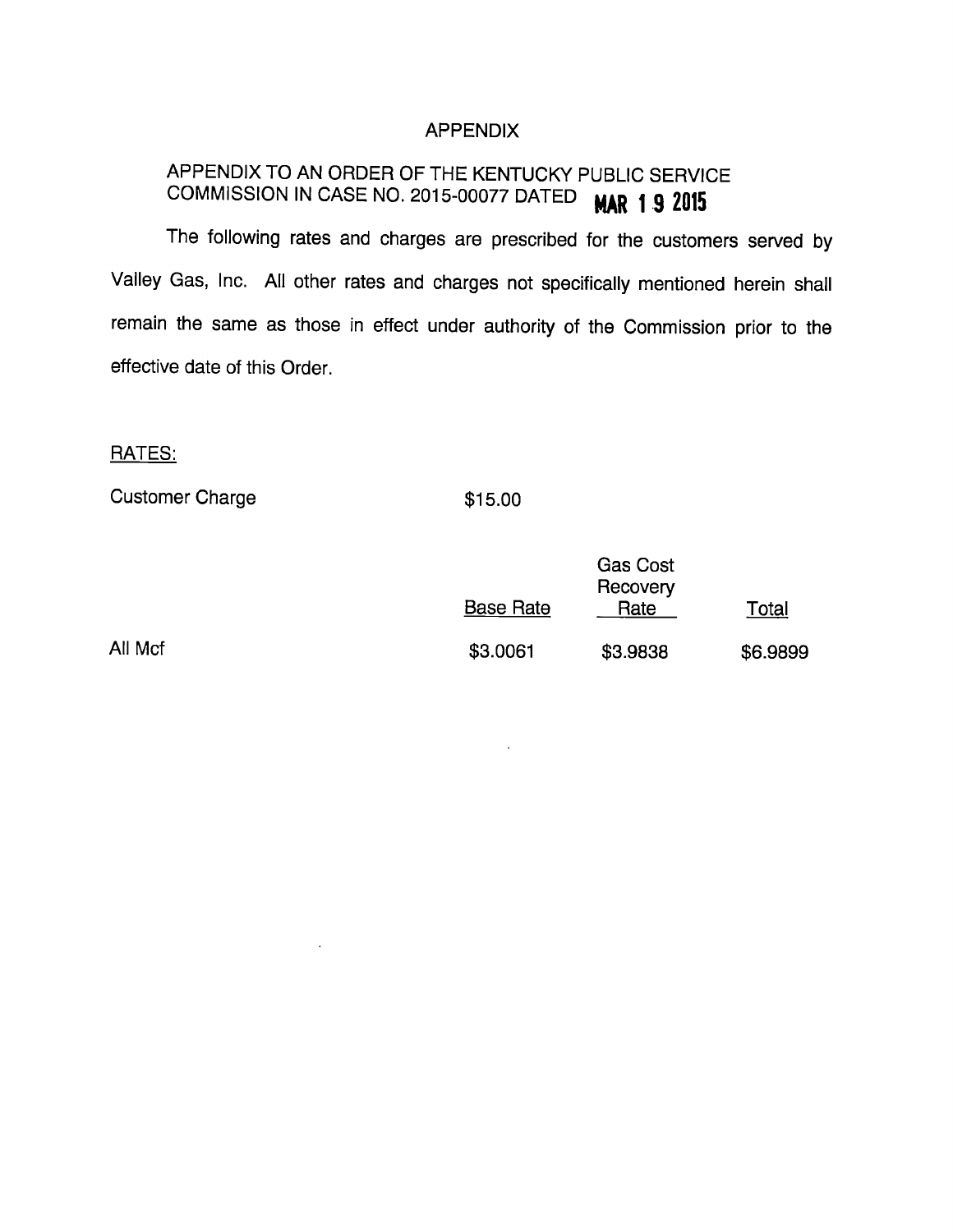# APPENDIX

APPENDIX TO AN ORDER OF THE KENTUCKY PUBLIC SERVICE COMMISSION IN CASE NO. 2015-00077 DATED **MAR 19 2015**

The following rates and charges are prescribed for the customers served by Valley Gas, Inc. All other rates and charges not specifically mentioned herein shall remain the same as those in effect under authority of the Commission prior to the effective date of this Order.

RATES:

Customer Charge $15.00

| | Base Rate | Gas Cost Recovery Rate | Total |
|---|---|---|---|
| All Mcf | $3.0061 | $3.9838 | $6.9899 |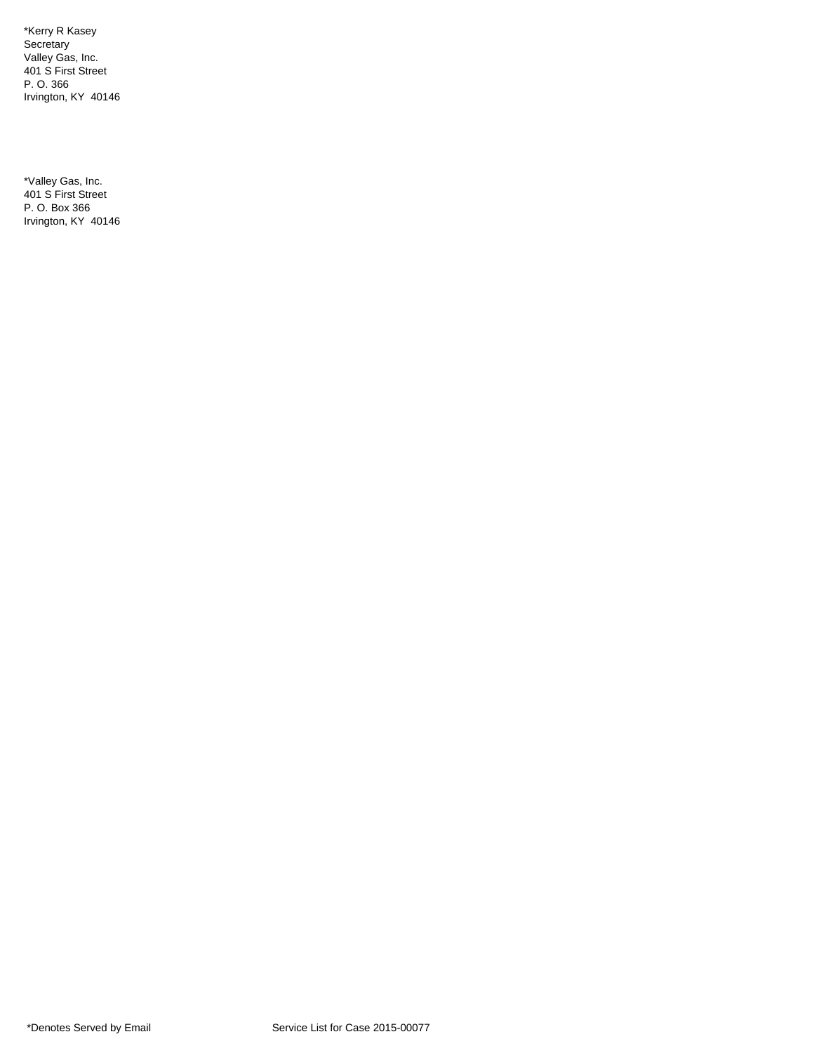*Kerry R Kasey
Secretary
Valley Gas, Inc.
401 S First Street
P. O. 366
Irvington, KY 40146

*Valley Gas, Inc.
401 S First Street
P. O. Box 366
Irvington, KY 40146

*Denotes Served by Email

Service List for Case 2015-00077